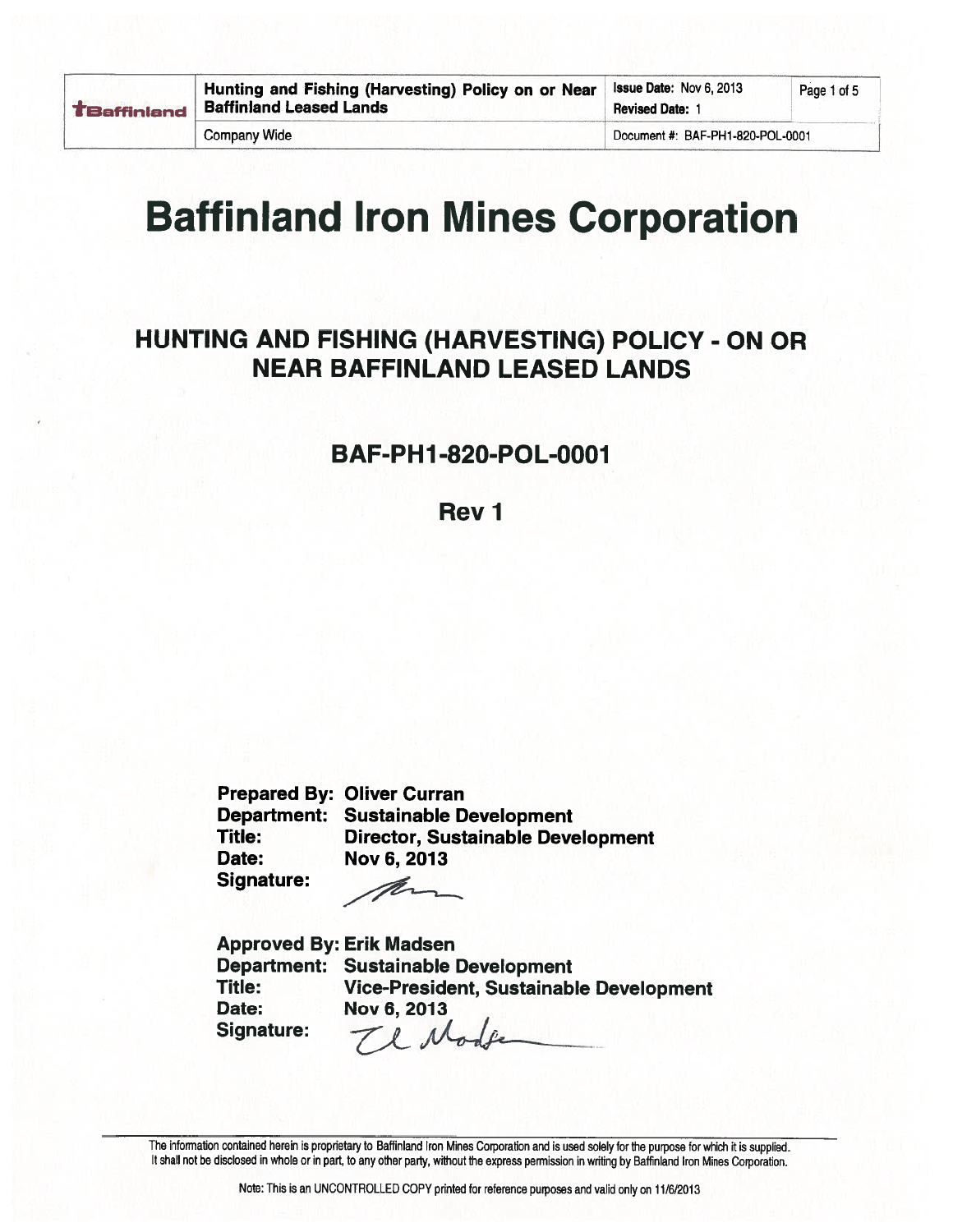# Baffinland Iron Mines Corporation

## HUNTING AND FISHING (HARVESTING) POLICY - ON OR NEAR BAFFINLAND LEASED LANDS

### BAF-PH1-820-POL-0001

### Rev 1

**Prepared By:** Oliver Curran
**Department:** Sustainable Development
**Title:** Director, Sustainable Development
**Date:** Nov 6, 2013
**Signature:**

**Approved By:** Erik Madsen
**Department:** Sustainable Development
**Title:** Vice-President, Sustainable Development
**Date:** Nov 6, 2013
**Signature:**

The information contained herein is proprietary to Baffinland Iron Mines Corporation and is used solely for the purpose for which it is supplied. It shall not be disclosed in whole or in part, to any other party, without the express permission in writing by Baffinland Iron Mines Corporation.

Note: This is an UNCONTROLLED COPY printed for reference purposes and valid only on 11/6/2013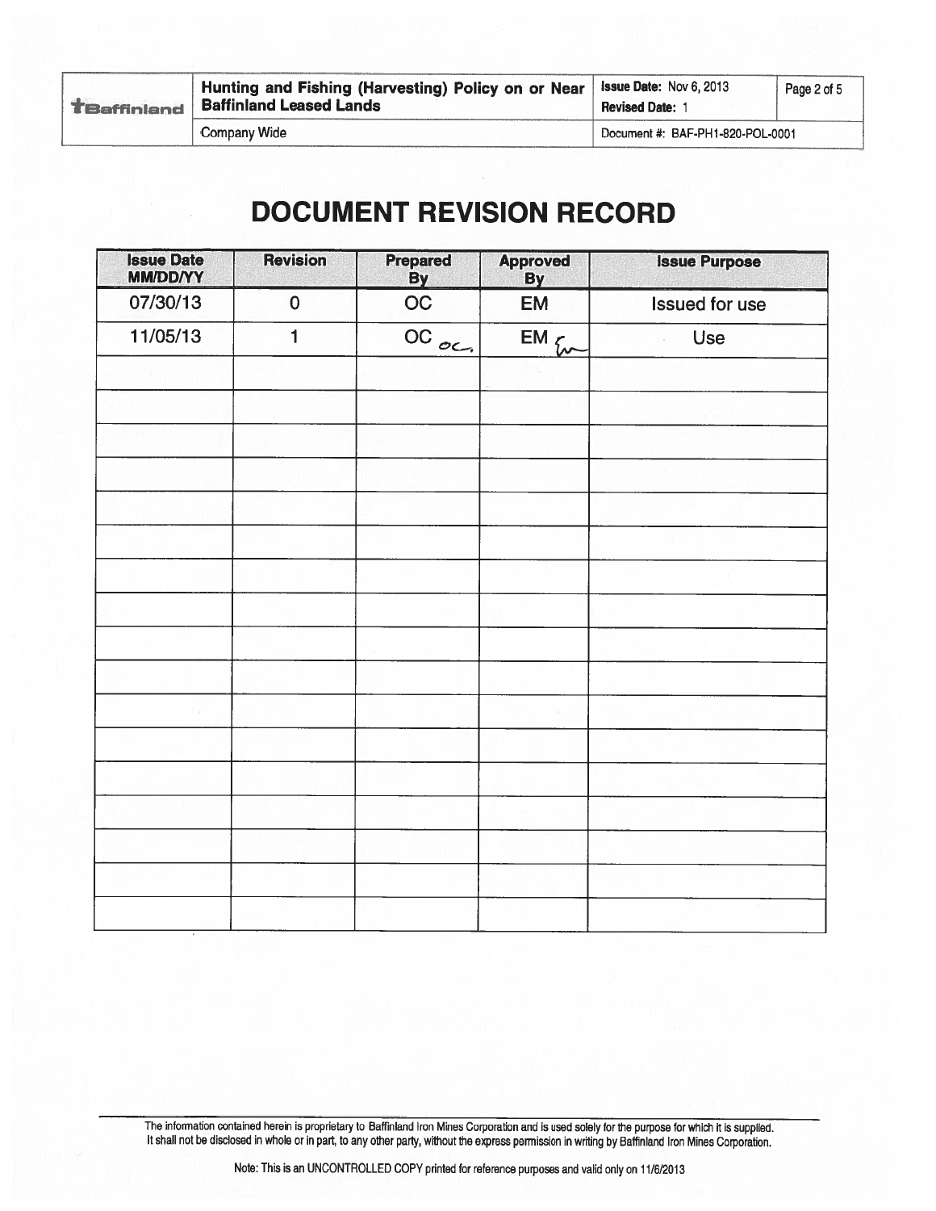# DOCUMENT REVISION RECORD

| Issue Date MM/DD/YY | Revision | Prepared By | Approved By | Issue Purpose |
|---|---|---|---|---|
| 07/30/13 | 0 | OC | EM | Issued for use |
| 11/05/13 | 1 | OC | EM | Use |
| | | | | |
| | | | | |
| | | | | |
| | | | | |
| | | | | |
| | | | | |
| | | | | |
| | | | | |
| | | | | |
| | | | | |
| | | | | |
| | | | | |
| | | | | |
| | | | | |
| | | | | |
| | | | | |

The information contained herein is proprietary to Baffinland Iron Mines Corporation and is used solely for the purpose for which it is supplied. It shall not be disclosed in whole or in part, to any other party, without the express permission in writing by Baffinland Iron Mines Corporation.

Note: This is an UNCONTROLLED COPY printed for reference purposes and valid only on 11/6/2013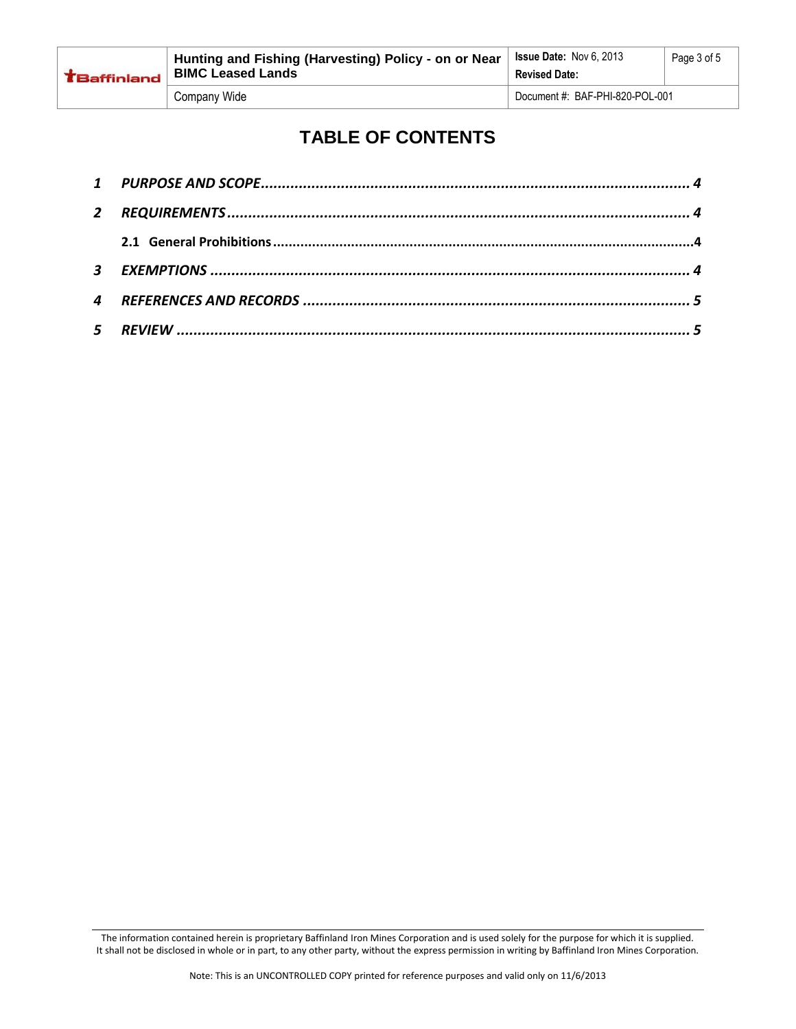# TABLE OF CONTENTS

***1 PURPOSE AND SCOPE ........................................................................................................ 4***

***2 REQUIREMENTS ............................................................................................................... 4***

**2.1 General Prohibitions ..........................................................................................................4**

***3 EXEMPTIONS ................................................................................................................... 4***

***4 REFERENCES AND RECORDS ............................................................................................ 5***

***5 REVIEW ........................................................................................................................... 5***

The information contained herein is proprietary Baffinland Iron Mines Corporation and is used solely for the purpose for which it is supplied. It shall not be disclosed in whole or in part, to any other party, without the express permission in writing by Baffinland Iron Mines Corporation.

Note: This is an UNCONTROLLED COPY printed for reference purposes and valid only on 11/6/2013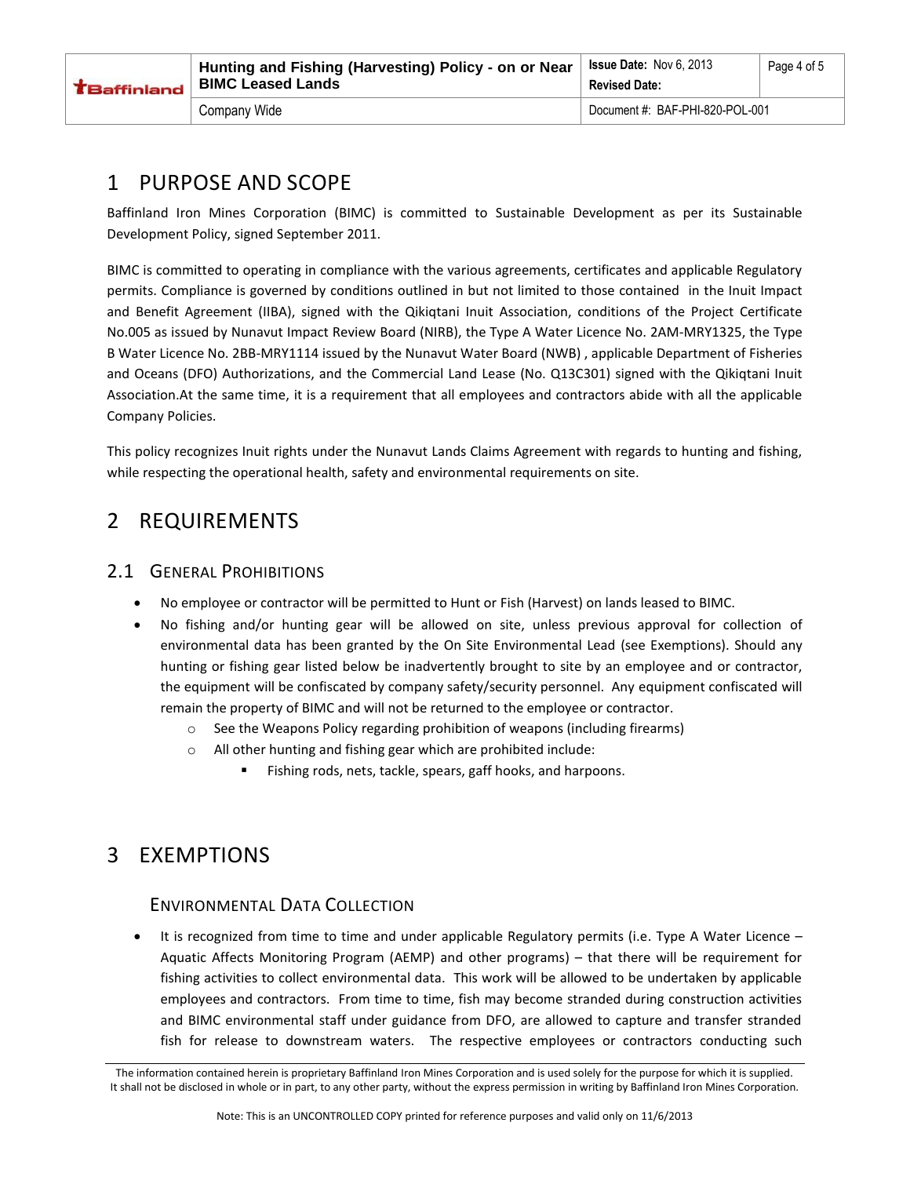# 1 PURPOSE AND SCOPE

Baffinland Iron Mines Corporation (BIMC) is committed to Sustainable Development as per its Sustainable Development Policy, signed September 2011.

BIMC is committed to operating in compliance with the various agreements, certificates and applicable Regulatory permits. Compliance is governed by conditions outlined in but not limited to those contained in the Inuit Impact and Benefit Agreement (IIBA), signed with the Qikiqtani Inuit Association, conditions of the Project Certificate No.005 as issued by Nunavut Impact Review Board (NIRB), the Type A Water Licence No. 2AM-MRY1325, the Type B Water Licence No. 2BB-MRY1114 issued by the Nunavut Water Board (NWB) , applicable Department of Fisheries and Oceans (DFO) Authorizations, and the Commercial Land Lease (No. Q13C301) signed with the Qikiqtani Inuit Association.At the same time, it is a requirement that all employees and contractors abide with all the applicable Company Policies.

This policy recognizes Inuit rights under the Nunavut Lands Claims Agreement with regards to hunting and fishing, while respecting the operational health, safety and environmental requirements on site.

# 2 REQUIREMENTS

## 2.1 General Prohibitions

- No employee or contractor will be permitted to Hunt or Fish (Harvest) on lands leased to BIMC.
- No fishing and/or hunting gear will be allowed on site, unless previous approval for collection of environmental data has been granted by the On Site Environmental Lead (see Exemptions). Should any hunting or fishing gear listed below be inadvertently brought to site by an employee and or contractor, the equipment will be confiscated by company safety/security personnel. Any equipment confiscated will remain the property of BIMC and will not be returned to the employee or contractor.
  - See the Weapons Policy regarding prohibition of weapons (including firearms)
  - All other hunting and fishing gear which are prohibited include:
    - Fishing rods, nets, tackle, spears, gaff hooks, and harpoons.

# 3 EXEMPTIONS

### Environmental Data Collection

- It is recognized from time to time and under applicable Regulatory permits (i.e. Type A Water Licence – Aquatic Affects Monitoring Program (AEMP) and other programs) – that there will be requirement for fishing activities to collect environmental data. This work will be allowed to be undertaken by applicable employees and contractors. From time to time, fish may become stranded during construction activities and BIMC environmental staff under guidance from DFO, are allowed to capture and transfer stranded fish for release to downstream waters. The respective employees or contractors conducting such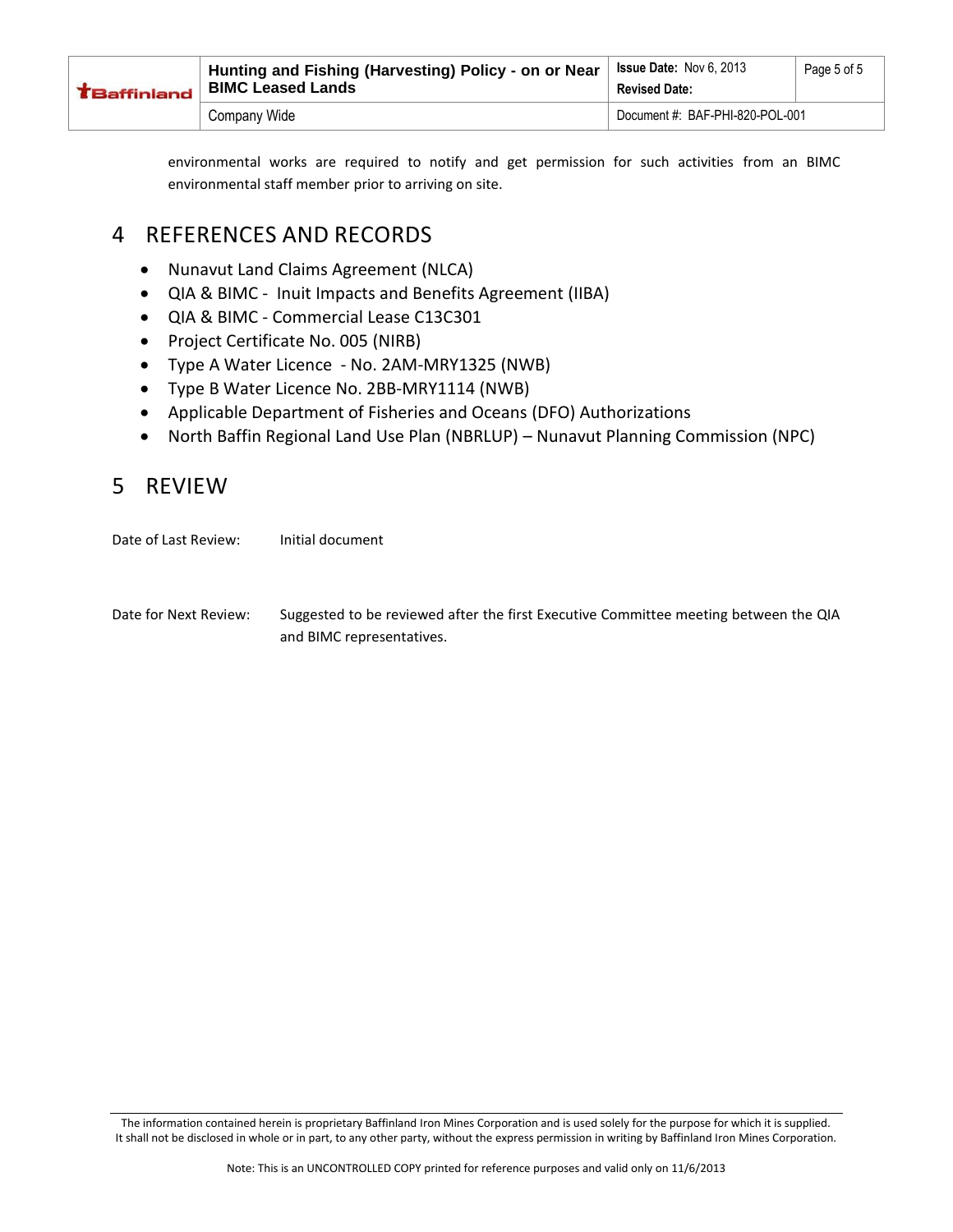environmental works are required to notify and get permission for such activities from an BIMC environmental staff member prior to arriving on site.

# 4 REFERENCES AND RECORDS

- Nunavut Land Claims Agreement (NLCA)
- QIA & BIMC - Inuit Impacts and Benefits Agreement (IIBA)
- QIA & BIMC - Commercial Lease C13C301
- Project Certificate No. 005 (NIRB)
- Type A Water Licence - No. 2AM-MRY1325 (NWB)
- Type B Water Licence No. 2BB-MRY1114 (NWB)
- Applicable Department of Fisheries and Oceans (DFO) Authorizations
- North Baffin Regional Land Use Plan (NBRLUP) – Nunavut Planning Commission (NPC)

# 5 REVIEW

Date of Last Review: Initial document

Date for Next Review: Suggested to be reviewed after the first Executive Committee meeting between the QIA and BIMC representatives.

The information contained herein is proprietary Baffinland Iron Mines Corporation and is used solely for the purpose for which it is supplied. It shall not be disclosed in whole or in part, to any other party, without the express permission in writing by Baffinland Iron Mines Corporation.

Note: This is an UNCONTROLLED COPY printed for reference purposes and valid only on 11/6/2013